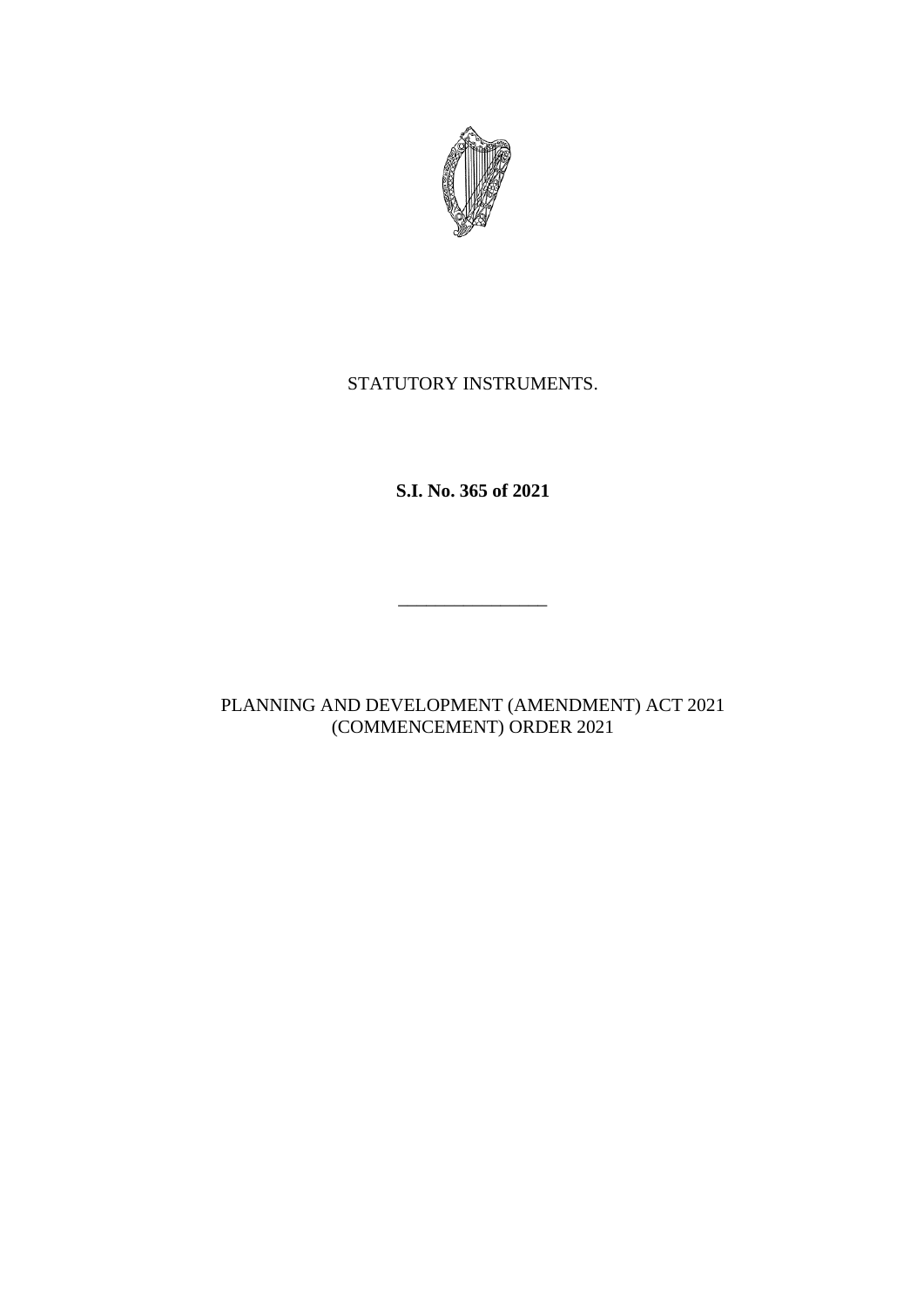STATUTORY INSTRUMENTS.

**S.I. No. 365 of 2021**

---

PLANNING AND DEVELOPMENT (AMENDMENT) ACT 2021 (COMMENCEMENT) ORDER 2021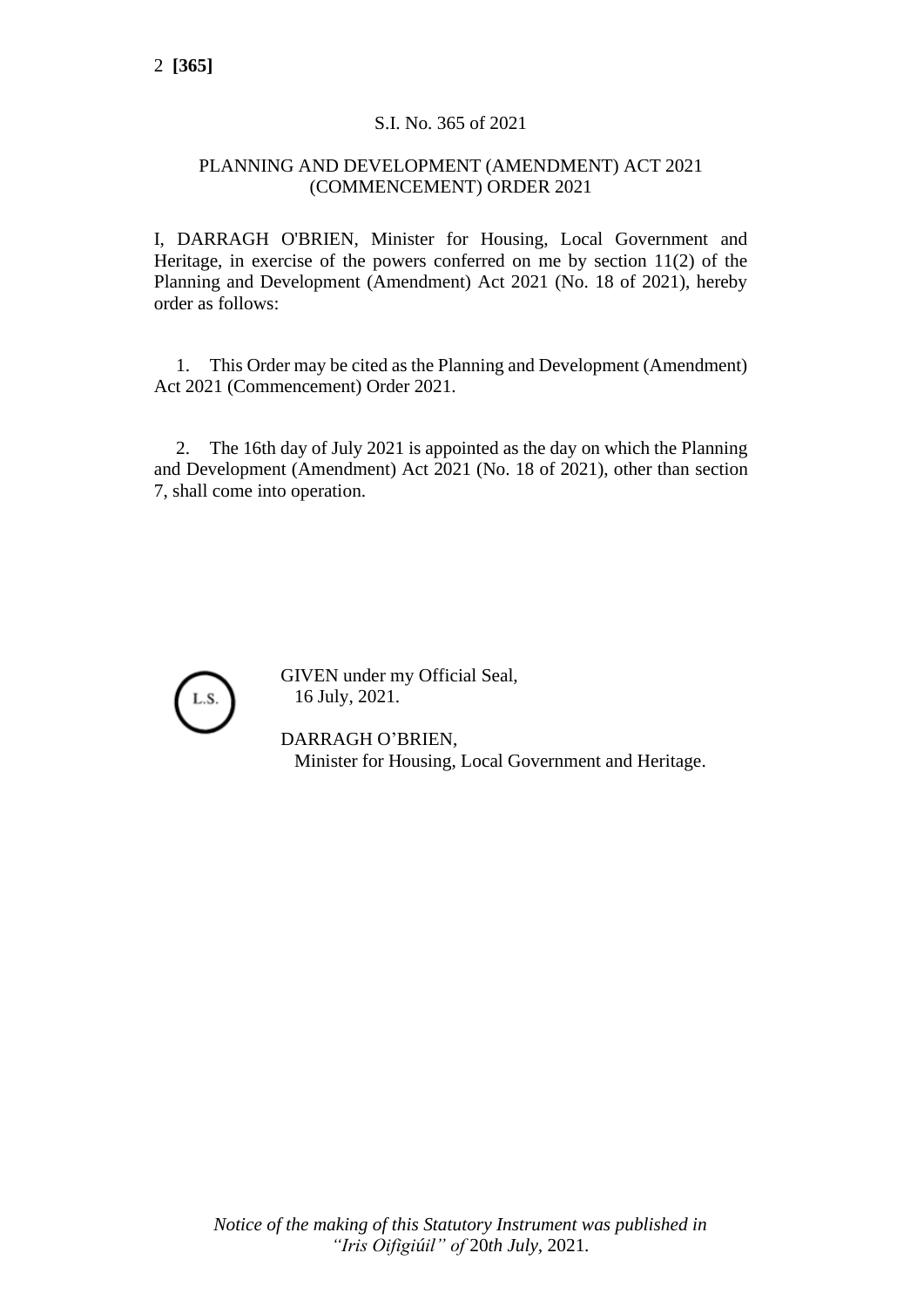S.I. No. 365 of 2021

PLANNING AND DEVELOPMENT (AMENDMENT) ACT 2021 (COMMENCEMENT) ORDER 2021

I, DARRAGH O'BRIEN, Minister for Housing, Local Government and Heritage, in exercise of the powers conferred on me by section 11(2) of the Planning and Development (Amendment) Act 2021 (No. 18 of 2021), hereby order as follows:

1. This Order may be cited as the Planning and Development (Amendment) Act 2021 (Commencement) Order 2021.

2. The 16th day of July 2021 is appointed as the day on which the Planning and Development (Amendment) Act 2021 (No. 18 of 2021), other than section 7, shall come into operation.

L.S.

GIVEN under my Official Seal,
16 July, 2021.

DARRAGH O'BRIEN,
Minister for Housing, Local Government and Heritage.

*Notice of the making of this Statutory Instrument was published in "Iris Oifigiúil" of 20th July, 2021.*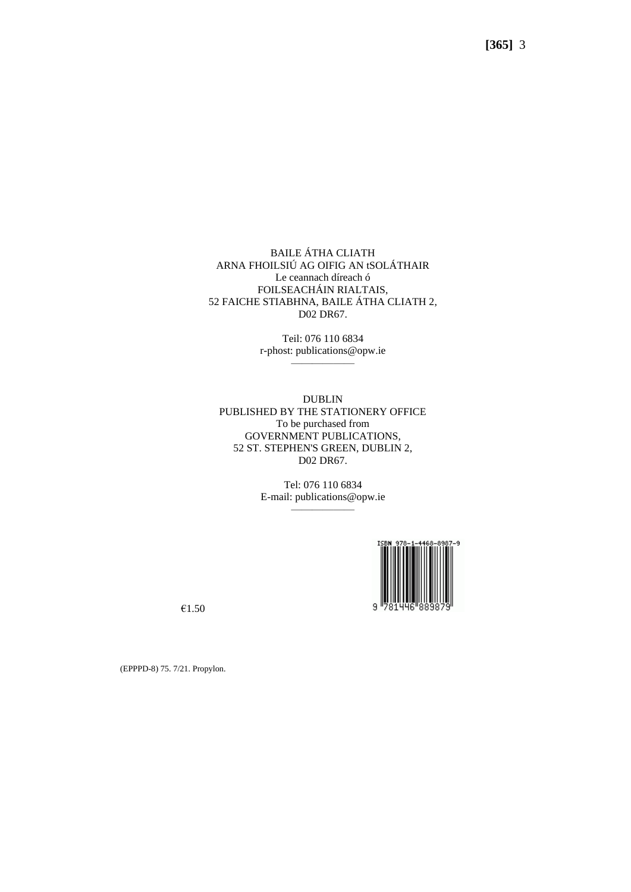BAILE ÁTHA CLIATH
ARNA FHOILSIÚ AG OIFIG AN tSOLÁTHAIR
Le ceannach díreach ó
FOILSEACHÁIN RIALTAIS,
52 FAICHE STIABHNA, BAILE ÁTHA CLIATH 2,
D02 DR67.

Teil: 076 110 6834
r-phost: publications@opw.ie

---

DUBLIN
PUBLISHED BY THE STATIONERY OFFICE
To be purchased from
GOVERNMENT PUBLICATIONS,
52 ST. STEPHEN'S GREEN, DUBLIN 2,
D02 DR67.

Tel: 076 110 6834
E-mail: publications@opw.ie

---

ISBN 978-1-4468-8987-9

9 781446 889879

€1.50

(EPPPD-8) 75. 7/21. Propylon.